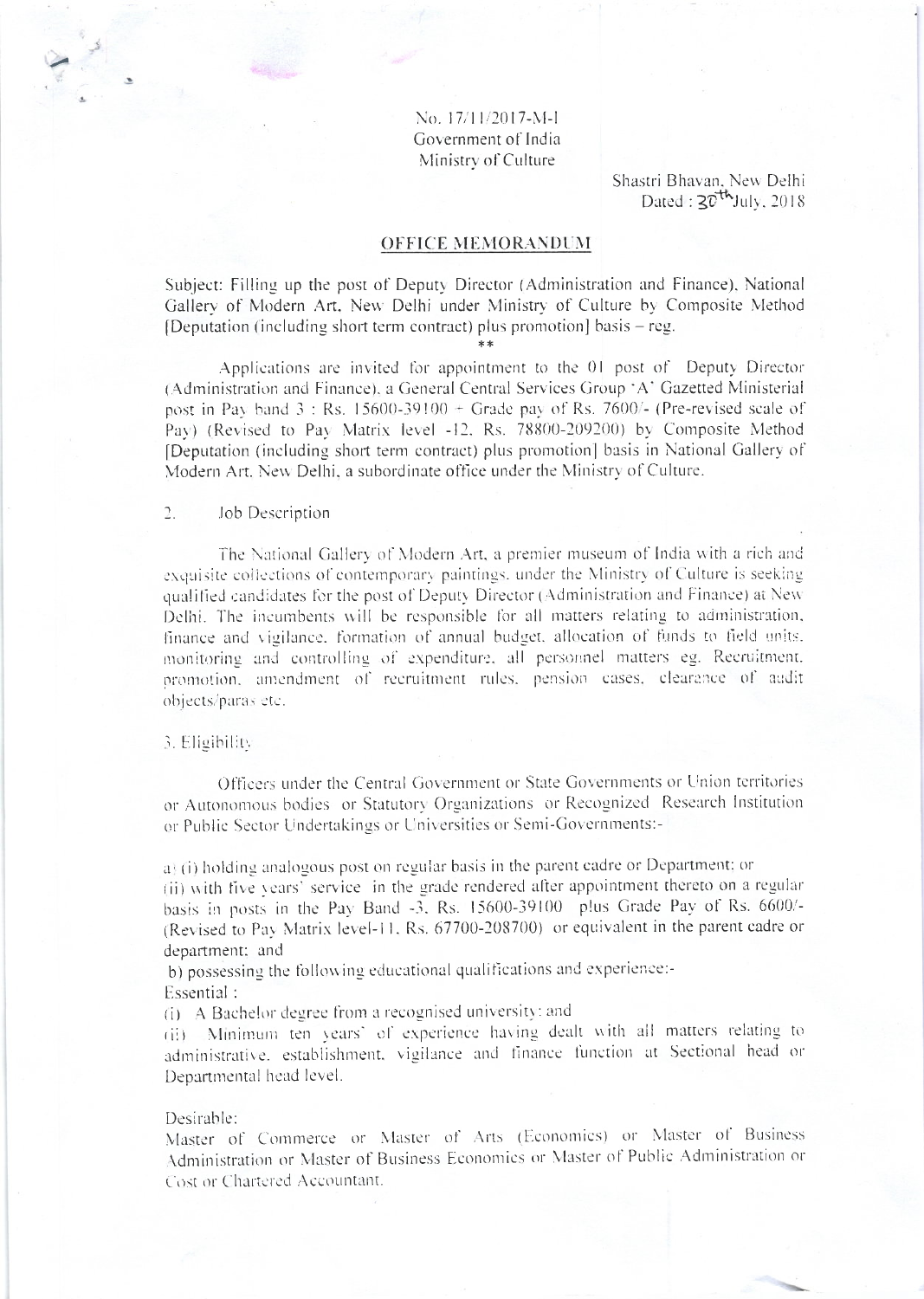No. 17/11/2017-M-I
Government of India
Ministry of Culture

Shastri Bhavan, New Delhi
Dated : 30th July, 2018

## OFFICE MEMORANDUM

Subject: Filling up the post of Deputy Director (Administration and Finance), National Gallery of Modern Art, New Delhi under Ministry of Culture by Composite Method [Deputation (including short term contract) plus promotion] basis – reg.

\*\*

Applications are invited for appointment to the 01 post of Deputy Director (Administration and Finance), a General Central Services Group 'A' Gazetted Ministerial post in Pay band 3 : Rs. 15600-39100 + Grade pay of Rs. 7600/- (Pre-revised scale of Pay) (Revised to Pay Matrix level -12, Rs. 78800-209200) by Composite Method [Deputation (including short term contract) plus promotion] basis in National Gallery of Modern Art, New Delhi, a subordinate office under the Ministry of Culture.

2. Job Description

The National Gallery of Modern Art, a premier museum of India with a rich and exquisite collections of contemporary paintings, under the Ministry of Culture is seeking qualified candidates for the post of Deputy Director (Administration and Finance) at New Delhi. The incumbents will be responsible for all matters relating to administration, finance and vigilance, formation of annual budget, allocation of funds to field units, monitoring and controlling of expenditure, all personnel matters eg. Recruitment, promotion, amendment of recruitment rules, pension cases, clearance of audit objects/paras etc.

3. Eligibility

Officers under the Central Government or State Governments or Union territories or Autonomous bodies or Statutory Organizations or Recognized Research Institution or Public Sector Undertakings or Universities or Semi-Governments:-

a) (i) holding analogous post on regular basis in the parent cadre or Department; or
(ii) with five years' service in the grade rendered after appointment thereto on a regular basis in posts in the Pay Band -3, Rs. 15600-39100 plus Grade Pay of Rs. 6600/- (Revised to Pay Matrix level-11, Rs. 67700-208700) or equivalent in the parent cadre or department; and

b) possessing the following educational qualifications and experience:-
Essential :
(i) A Bachelor degree from a recognised university; and
(ii) Minimum ten years' of experience having dealt with all matters relating to administrative, establishment, vigilance and finance function at Sectional head or Departmental head level.

Desirable:
Master of Commerce or Master of Arts (Economics) or Master of Business Administration or Master of Business Economics or Master of Public Administration or Cost or Chartered Accountant.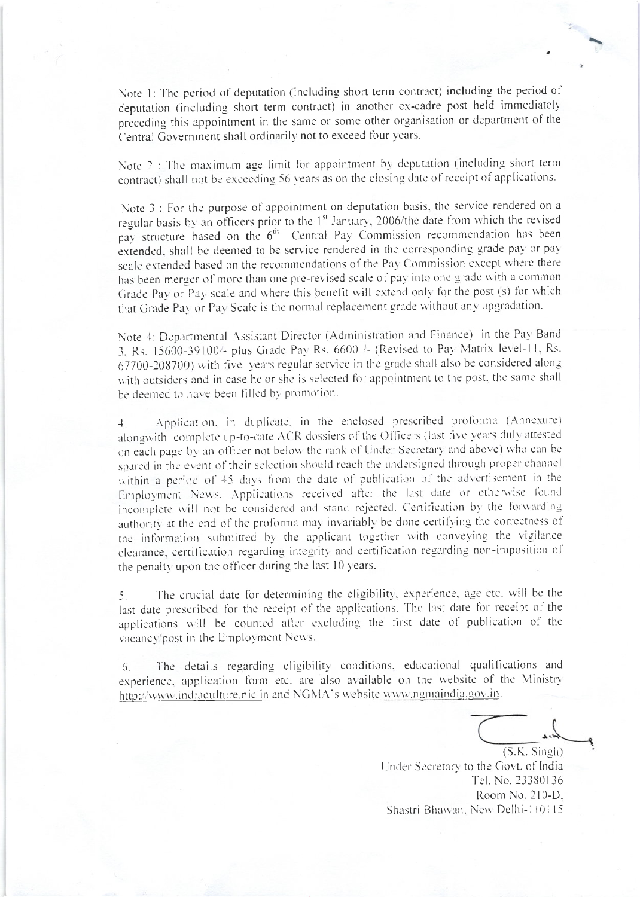Note 1: The period of deputation (including short term contract) including the period of deputation (including short term contract) in another ex-cadre post held immediately preceding this appointment in the same or some other organisation or department of the Central Government shall ordinarily not to exceed four years.

Note 2 : The maximum age limit for appointment by deputation (including short term contract) shall not be exceeding 56 years as on the closing date of receipt of applications.

Note 3 : For the purpose of appointment on deputation basis, the service rendered on a regular basis by an officers prior to the 1st January, 2006/the date from which the revised pay structure based on the 6th Central Pay Commission recommendation has been extended, shall be deemed to be service rendered in the corresponding grade pay or pay scale extended based on the recommendations of the Pay Commission except where there has been merger of more than one pre-revised scale of pay into one grade with a common Grade Pay or Pay scale and where this benefit will extend only for the post (s) for which that Grade Pay or Pay Scale is the normal replacement grade without any upgradation.

Note 4: Departmental Assistant Director (Administration and Finance) in the Pay Band 3, Rs. 15600-39100/- plus Grade Pay Rs. 6600 /- (Revised to Pay Matrix level-11, Rs. 67700-208700) with five years regular service in the grade shall also be considered along with outsiders and in case he or she is selected for appointment to the post, the same shall be deemed to have been filled by promotion.

4. Application, in duplicate, in the enclosed prescribed proforma (Annexure) alongwith complete up-to-date ACR dossiers of the Officers (last five years duly attested on each page by an officer not below the rank of Under Secretary and above) who can be spared in the event of their selection should reach the undersigned through proper channel within a period of 45 days from the date of publication of the advertisement in the Employment News. Applications received after the last date or otherwise found incomplete will not be considered and stand rejected. Certification by the forwarding authority at the end of the proforma may invariably be done certifying the correctness of the information submitted by the applicant together with conveying the vigilance clearance, certification regarding integrity and certification regarding non-imposition of the penalty upon the officer during the last 10 years.

5. The crucial date for determining the eligibility, experience, age etc. will be the last date prescribed for the receipt of the applications. The last date for receipt of the applications will be counted after excluding the first date of publication of the vacancy/post in the Employment News.

6. The details regarding eligibility conditions, educational qualifications and experience, application form etc. are also available on the website of the Ministry http://www.indiaculture.nic.in and NGMA's website www.ngmaindia.gov.in.

(S.K. Singh)
Under Secretary to the Govt. of India
Tel. No. 23380136
Room No. 210-D,
Shastri Bhawan, New Delhi-110115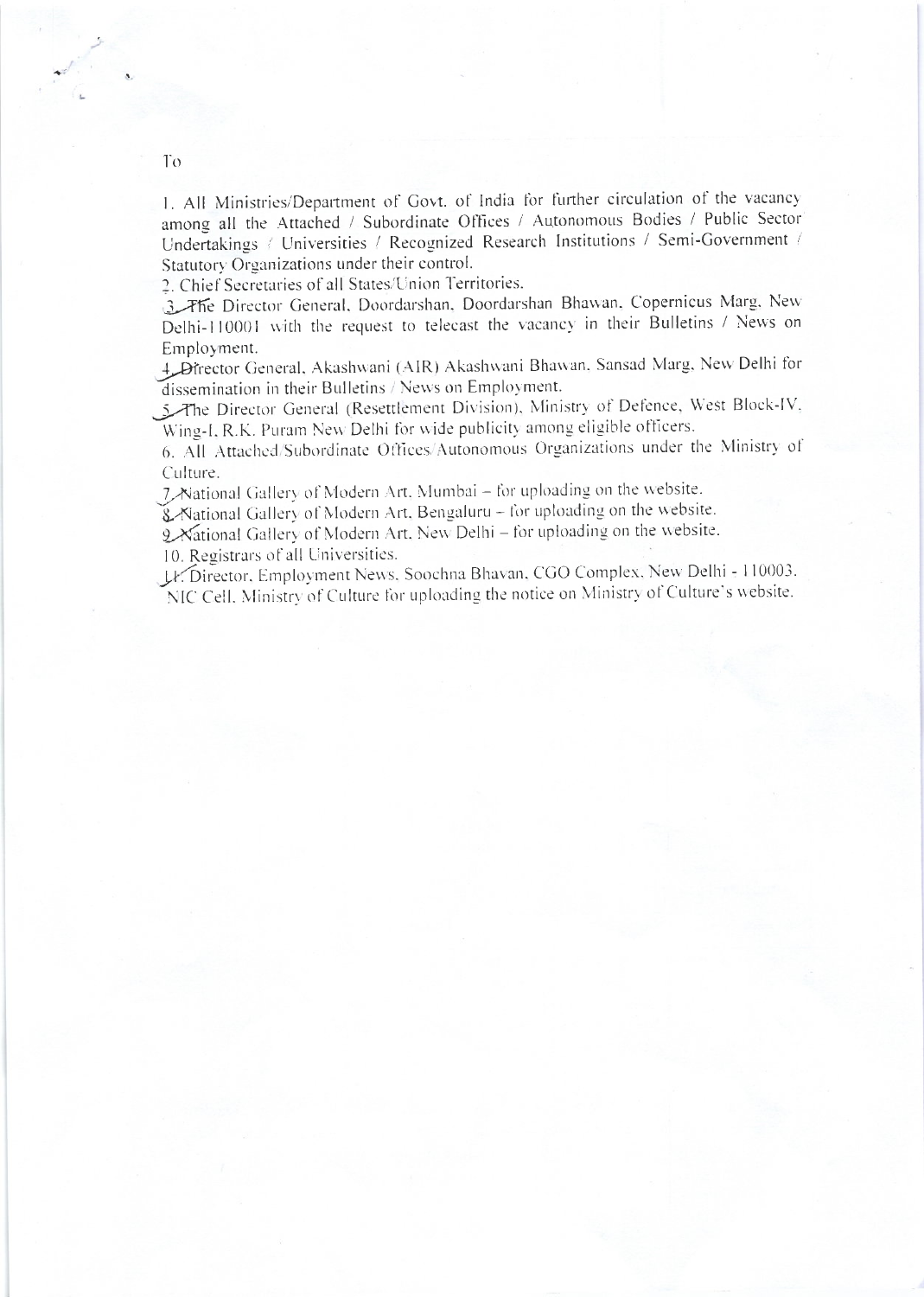To

1. All Ministries/Department of Govt. of India for further circulation of the vacancy among all the Attached / Subordinate Offices / Autonomous Bodies / Public Sector Undertakings / Universities / Recognized Research Institutions / Semi-Government / Statutory Organizations under their control.
2. Chief Secretaries of all States/Union Territories.
3. The Director General, Doordarshan, Doordarshan Bhawan, Copernicus Marg, New Delhi-110001 with the request to telecast the vacancy in their Bulletins / News on Employment.
4. Director General, Akashwani (AIR) Akashwani Bhawan, Sansad Marg, New Delhi for dissemination in their Bulletins / News on Employment.
5. The Director General (Resettlement Division), Ministry of Defence, West Block-IV, Wing-I, R.K. Puram New Delhi for wide publicity among eligible officers.
6. All Attached/Subordinate Offices/Autonomous Organizations under the Ministry of Culture.
7. National Gallery of Modern Art, Mumbai – for uploading on the website.
8. National Gallery of Modern Art, Bengaluru – for uploading on the website.
9. National Gallery of Modern Art, New Delhi – for uploading on the website.
10. Registrars of all Universities.
11. Director, Employment News, Soochna Bhavan, CGO Complex, New Delhi - 110003.

NIC Cell, Ministry of Culture for uploading the notice on Ministry of Culture's website.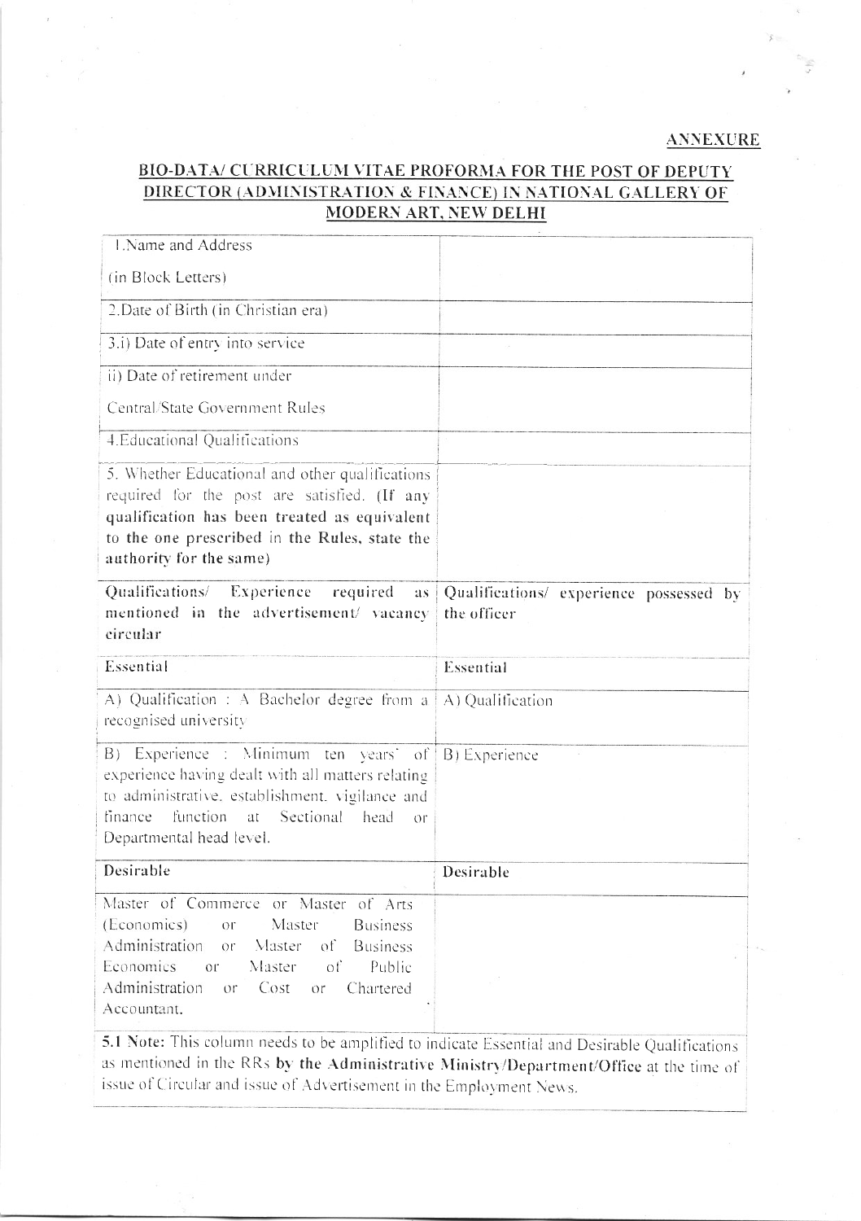**ANNEXURE**

## BIO-DATA/ CURRICULUM VITAE PROFORMA FOR THE POST OF DEPUTY DIRECTOR (ADMINISTRATION & FINANCE) IN NATIONAL GALLERY OF MODERN ART, NEW DELHI

| | |
|---|---|
| 1.Name and Address<br><br>(in Block Letters) | |
| 2.Date of Birth (in Christian era) | |
| 3.i) Date of entry into service | |
| ii) Date of retirement under<br><br>Central/State Government Rules | |
| 4.Educational Qualifications | |
| 5. Whether Educational and other qualifications required for the post are satisfied. **(If any qualification has been treated as equivalent to the one prescribed in the Rules, state the authority for the same)** | |
| **Qualifications/ Experience required as mentioned in the advertisement/ vacancy circular** | **Qualifications/ experience possessed by the officer** |
| **Essential** | **Essential** |
| A) Qualification : A Bachelor degree from a recognised university | A) Qualification |
| B) Experience : Minimum ten years' of experience having dealt with all matters relating to administrative, establishment, vigilance and finance function at Sectional head or Departmental head level. | B) Experience |
| **Desirable** | **Desirable** |
| Master of Commerce or Master of Arts (Economics) or Master Business Administration or Master of Business Economics or Master of Public Administration or Cost or Chartered Accountant. | |

**5.1 Note:** This column needs to be amplified to indicate Essential and Desirable Qualifications as mentioned in the RRs **by the Administrative Ministry/Department/Office** at the time of issue of Circular and issue of Advertisement in the Employment News.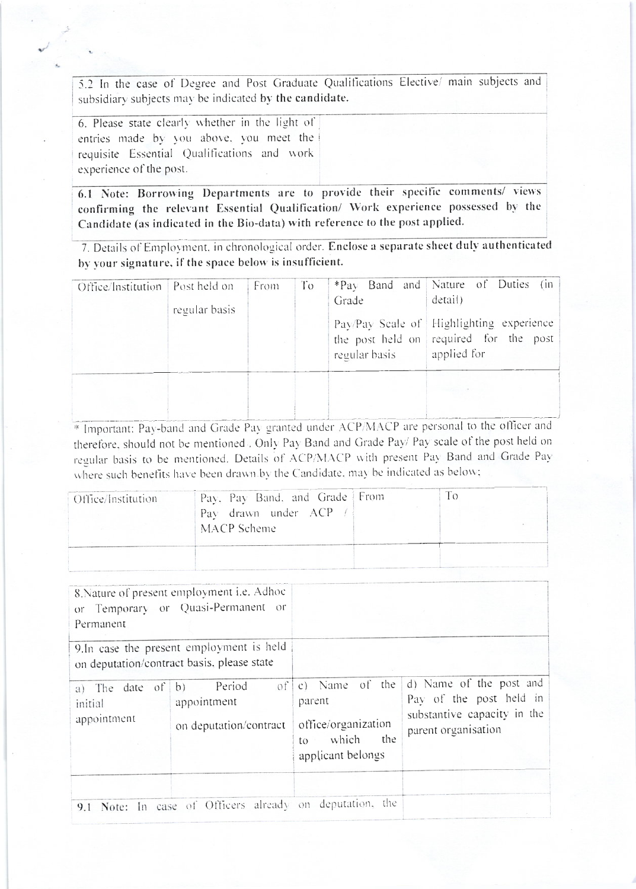| 5.2 In the case of Degree and Post Graduate Qualifications Elective/ main subjects and subsidiary subjects may be indicated **by the candidate.** |
|---|

| 6. Please state clearly whether in the light of entries made by you above, you meet the requisite Essential Qualifications and work experience of the post. | |
|---|---|

| **6.1 Note: Borrowing Departments are to provide their specific comments/ views confirming the relevant Essential Qualification/ Work experience possessed by the Candidate (as indicated in the Bio-data) with reference to the post applied.** |
|---|

7. Details of Employment, in chronological order. **Enclose a separate sheet duly authenticated by your signature, if the space below is insufficient.**

| Office/Institution | Post held on regular basis | From | To | *Pay Band and Grade Pay/Pay Scale of the post held on regular basis | Nature of Duties (in detail) Highlighting experience required for the post applied for |
|---|---|---|---|---|---|
| | | | | | |

* Important: Pay-band and Grade Pay granted under ACP/MACP are personal to the officer and therefore, should not be mentioned . Only Pay Band and Grade Pay/ Pay scale of the post held on regular basis to be mentioned. Details of ACP/MACP with present Pay Band and Grade Pay where such benefits have been drawn by the Candidate, may be indicated as below;

| Office/Institution | Pay, Pay Band, and Grade Pay drawn under ACP / MACP Scheme | From | To |
|---|---|---|---|
| | | | |

| 8.Nature of present employment i.e. Adhoc or Temporary or Quasi-Permanent or Permanent | | | |
|---|---|---|---|
| 9.In case the present employment is held on deputation/contract basis, please state | | | |
| a) The date of initial appointment | b) Period of appointment on deputation/contract | c) Name of the parent office/organization to which the applicant belongs | d) Name of the post and Pay of the post held in substantive capacity in the parent organisation |
| | | | |
| **9.1 Note:** In case of Officers already on deputation, the | | | |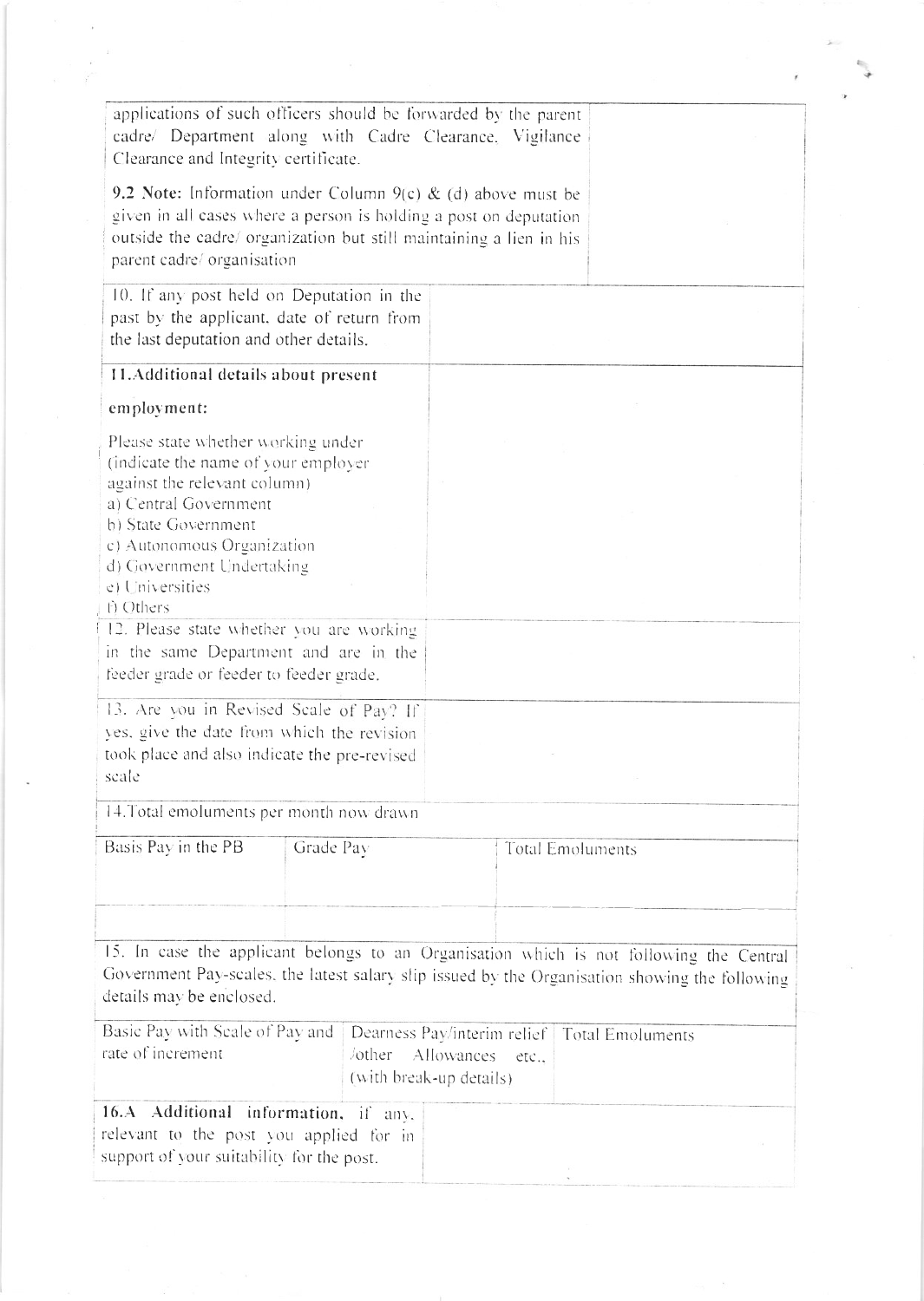| | |
|---|---|
| applications of such officers should be forwarded by the parent cadre/ Department along with Cadre Clearance. Vigilance Clearance and Integrity certificate.<br><br>**9.2 Note:** Information under Column 9(c) & (d) above must be given in all cases where a person is holding a post on deputation outside the cadre/ organization but still maintaining a lien in his parent cadre/ organisation | |
| 10. If any post held on Deputation in the past by the applicant, date of return from the last deputation and other details. | |
| **11.Additional details about present employment:**<br><br>Please state whether working under (indicate the name of your employer against the relevant column)<br>a) Central Government<br>b) State Government<br>c) Autonomous Organization<br>d) Government Undertaking<br>e) Universities<br>f) Others | |
| 12. Please state whether you are working in the same Department and are in the feeder grade or feeder to feeder grade. | |
| 13. Are you in Revised Scale of Pay? If yes, give the date from which the revision took place and also indicate the pre-revised scale | |

14.Total emoluments per month now drawn

| Basis Pay in the PB | Grade Pay | Total Emoluments |
|---|---|---|
| | | |

15. In case the applicant belongs to an Organisation which is not following the Central Government Pay-scales, the latest salary slip issued by the Organisation showing the following details may be enclosed.

| Basic Pay with Scale of Pay and rate of increment | Dearness Pay/interim relief /other Allowances etc., (with break-up details) | Total Emoluments |
|---|---|---|
| | | |

| | |
|---|---|
| **16.A Additional information,** if any, relevant to the post you applied for in support of your suitability for the post. | |